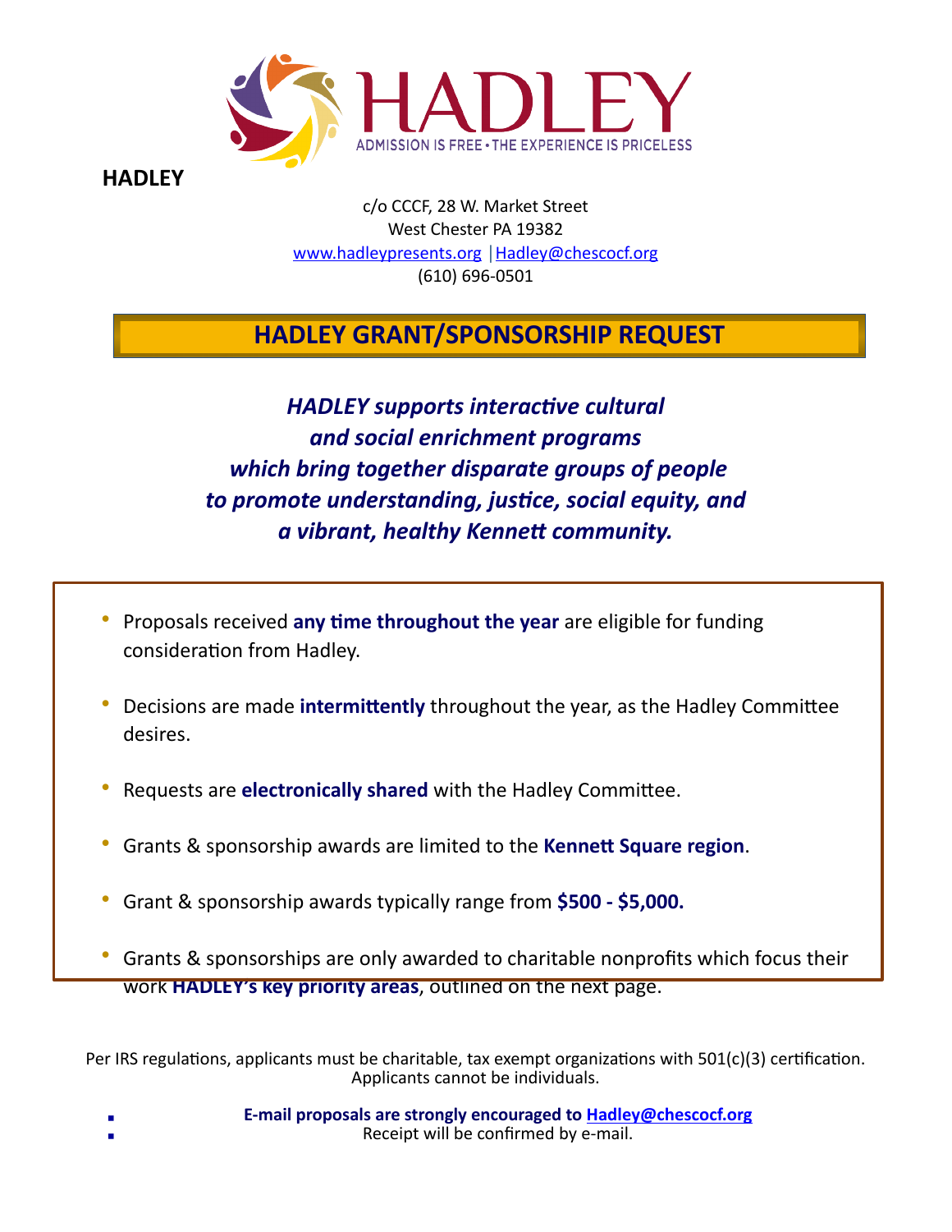HADLEY

ADMISSION IS FREE • THE EXPERIENCE IS PRICELESS

**HADLEY**

c/o CCCF, 28 W. Market Street
West Chester PA 19382
www.hadleypresents.org | Hadley@chescocf.org
(610) 696-0501

# HADLEY GRANT/SPONSORSHIP REQUEST

***HADLEY supports interactive cultural and social enrichment programs which bring together disparate groups of people to promote understanding, justice, social equity, and a vibrant, healthy Kennett community.***

- Proposals received **any time throughout the year** are eligible for funding consideration from Hadley.
- Decisions are made **intermittently** throughout the year, as the Hadley Committee desires.
- Requests are **electronically shared** with the Hadley Committee.
- Grants & sponsorship awards are limited to the **Kennett Square region**.
- Grant & sponsorship awards typically range from **$500 - $5,000.**
- Grants & sponsorships are only awarded to charitable nonprofits which focus their work **HADLEY's key priority areas**, outlined on the next page.

Per IRS regulations, applicants must be charitable, tax exempt organizations with 501(c)(3) certification. Applicants cannot be individuals.

**E-mail proposals are strongly encouraged to Hadley@chescocf.org**
Receipt will be confirmed by e-mail.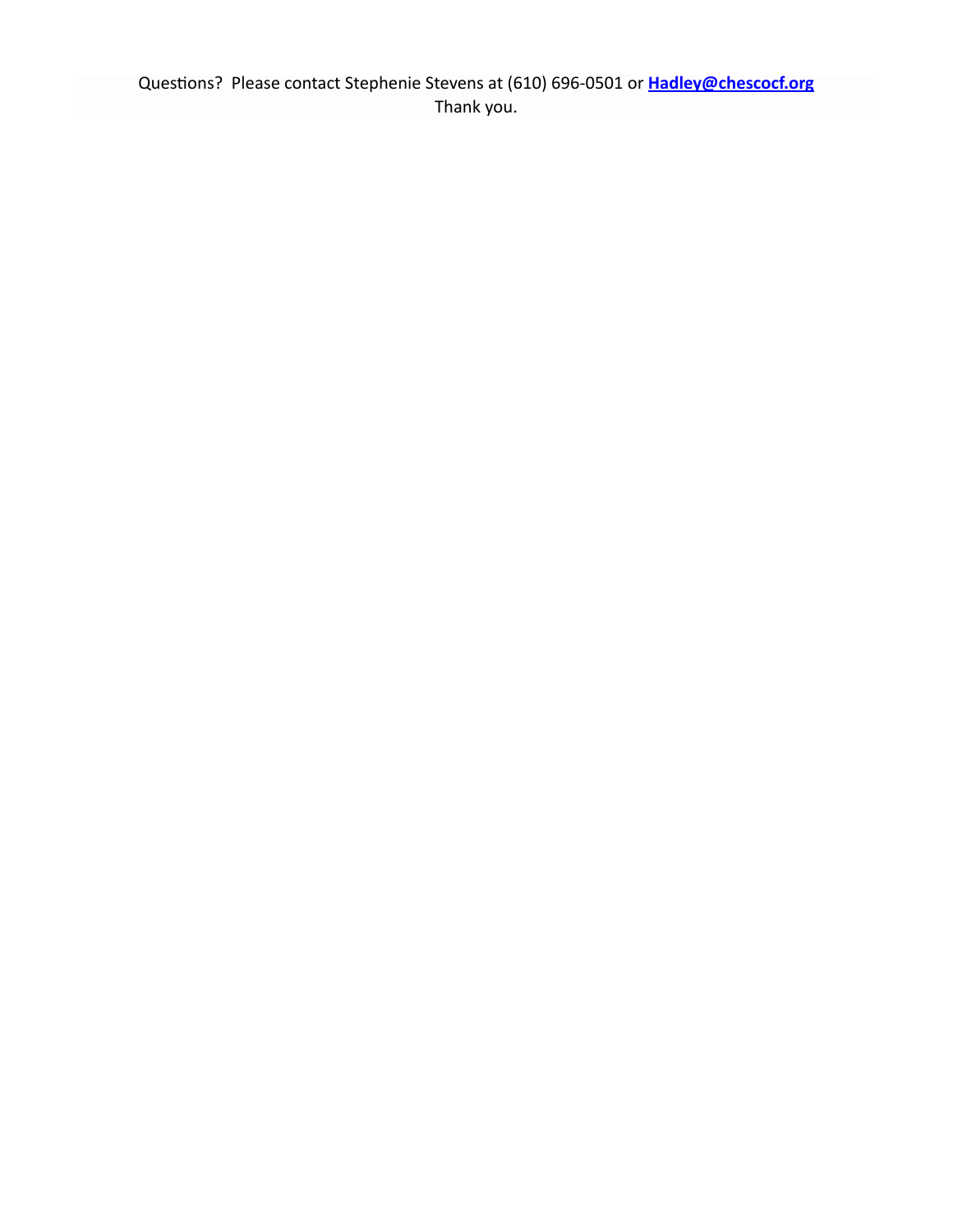Questions?  Please contact Stephenie Stevens at (610) 696-0501 or **Hadley@chescocf.org**
Thank you.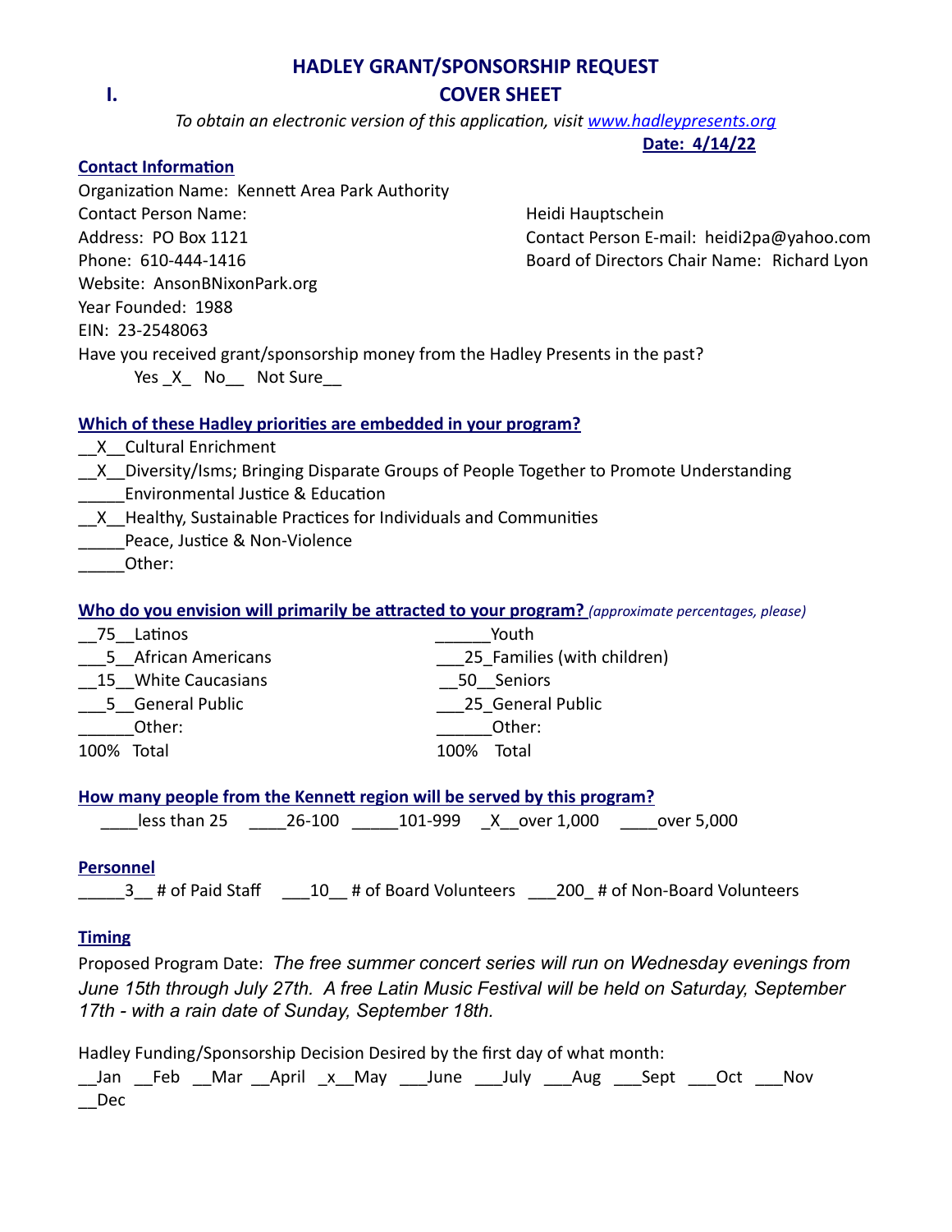# HADLEY GRANT/SPONSORSHIP REQUEST

## I. COVER SHEET

*To obtain an electronic version of this application, visit [www.hadleypresents.org](http://www.hadleypresents.org)*

**Date: 4/14/22**

### Contact Information

Organization Name: Kennett Area Park Authority

Contact Person Name: Heidi Hauptschein

Address: PO Box 1121

Contact Person E-mail: heidi2pa@yahoo.com

Phone: 610-444-1416

Board of Directors Chair Name: Richard Lyon

Website: AnsonBNixonPark.org

Year Founded: 1988

EIN: 23-2548063

Have you received grant/sponsorship money from the Hadley Presents in the past?

Yes _X_ No__ Not Sure__

### Which of these Hadley priorities are embedded in your program?

__X__Cultural Enrichment

__X__Diversity/Isms; Bringing Disparate Groups of People Together to Promote Understanding

_____Environmental Justice & Education

__X__Healthy, Sustainable Practices for Individuals and Communities

_____Peace, Justice & Non-Violence

_____Other:

### Who do you envision will primarily be attracted to your program? *(approximate percentages, please)*

__75__Latinos

___5__African Americans

__15__White Caucasians

___5__General Public

______Other:

100% Total

______Youth

___25_Families (with children)

__50__Seniors

___25_General Public

______Other:

100% Total

### How many people from the Kennett region will be served by this program?

____less than 25 ____26-100 _____101-999 _X__over 1,000 ____over 5,000

### Personnel

_____3__ # of Paid Staff ___10__ # of Board Volunteers ___200_ # of Non-Board Volunteers

### Timing

Proposed Program Date: *The free summer concert series will run on Wednesday evenings from June 15th through July 27th. A free Latin Music Festival will be held on Saturday, September 17th - with a rain date of Sunday, September 18th.*

Hadley Funding/Sponsorship Decision Desired by the first day of what month:

__Jan __Feb __Mar __April _x__May ___June ___July ___Aug ___Sept ___Oct ___Nov __Dec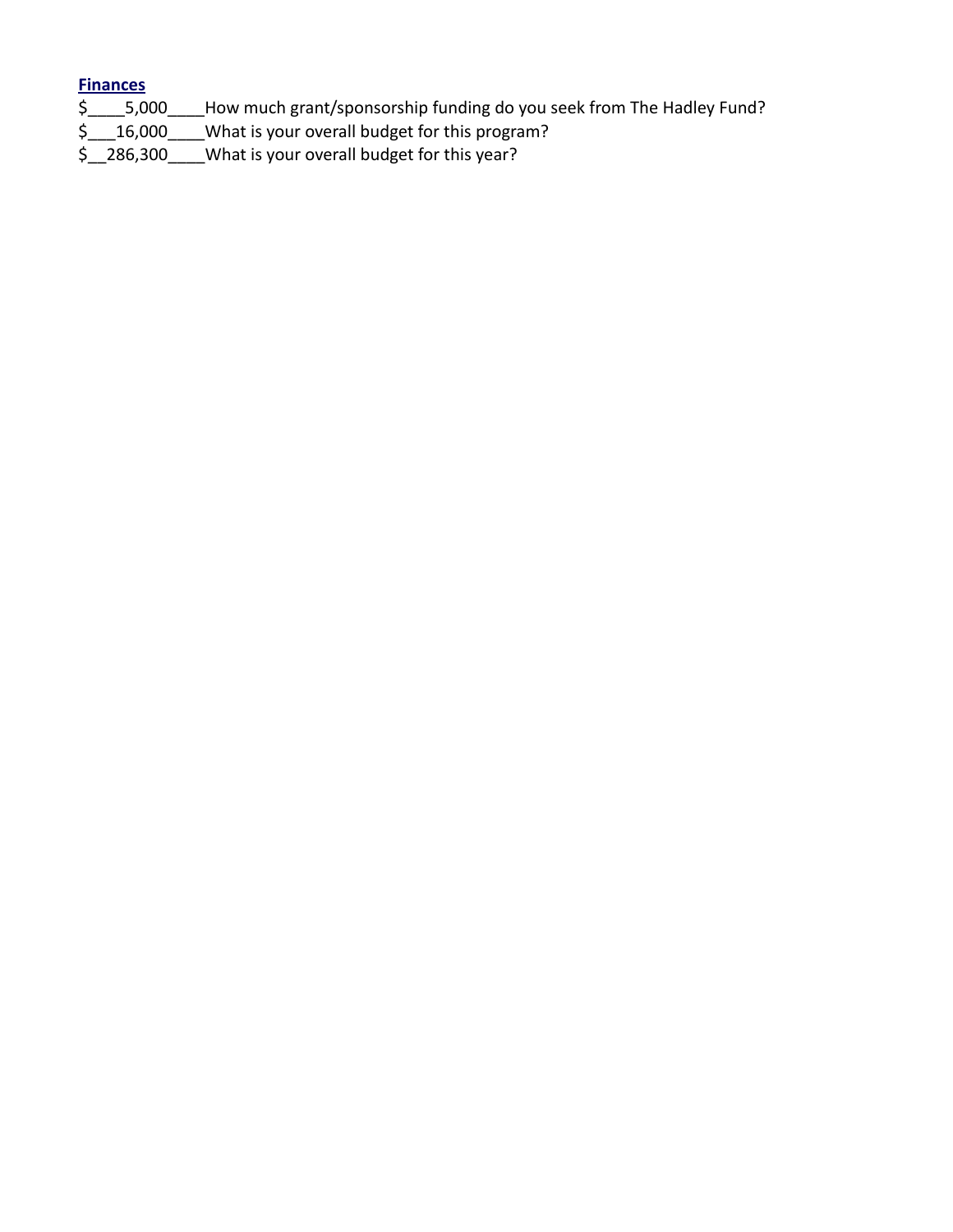**Finances**

$____5,000____How much grant/sponsorship funding do you seek from The Hadley Fund?

$___16,000____What is your overall budget for this program?

$__286,300____What is your overall budget for this year?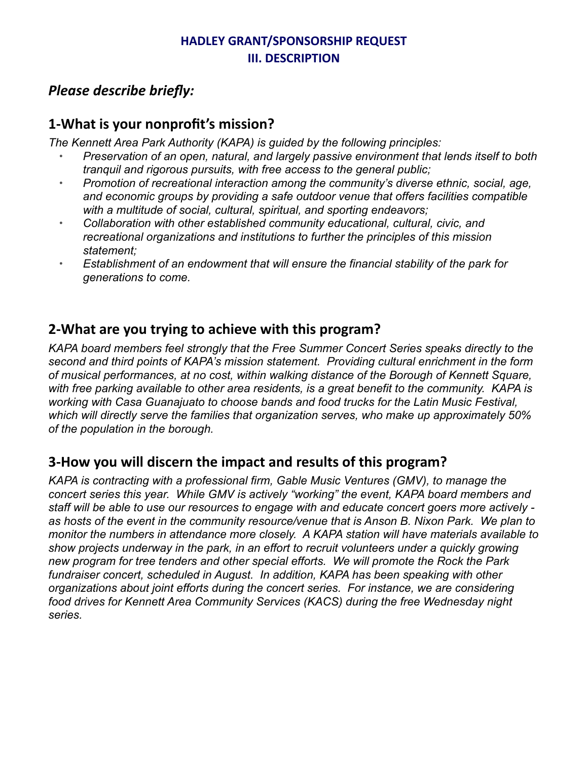**HADLEY GRANT/SPONSORSHIP REQUEST**
**III. DESCRIPTION**

## *Please describe briefly:*

## 1-What is your nonprofit's mission?

*The Kennett Area Park Authority (KAPA) is guided by the following principles:*

- *Preservation of an open, natural, and largely passive environment that lends itself to both tranquil and rigorous pursuits, with free access to the general public;*
- *Promotion of recreational interaction among the community's diverse ethnic, social, age, and economic groups by providing a safe outdoor venue that offers facilities compatible with a multitude of social, cultural, spiritual, and sporting endeavors;*
- *Collaboration with other established community educational, cultural, civic, and recreational organizations and institutions to further the principles of this mission statement;*
- *Establishment of an endowment that will ensure the financial stability of the park for generations to come.*

## 2-What are you trying to achieve with this program?

*KAPA board members feel strongly that the Free Summer Concert Series speaks directly to the second and third points of KAPA's mission statement. Providing cultural enrichment in the form of musical performances, at no cost, within walking distance of the Borough of Kennett Square, with free parking available to other area residents, is a great benefit to the community. KAPA is working with Casa Guanajuato to choose bands and food trucks for the Latin Music Festival, which will directly serve the families that organization serves, who make up approximately 50% of the population in the borough.*

## 3-How you will discern the impact and results of this program?

*KAPA is contracting with a professional firm, Gable Music Ventures (GMV), to manage the concert series this year. While GMV is actively "working" the event, KAPA board members and staff will be able to use our resources to engage with and educate concert goers more actively - as hosts of the event in the community resource/venue that is Anson B. Nixon Park. We plan to monitor the numbers in attendance more closely. A KAPA station will have materials available to show projects underway in the park, in an effort to recruit volunteers under a quickly growing new program for tree tenders and other special efforts. We will promote the Rock the Park fundraiser concert, scheduled in August. In addition, KAPA has been speaking with other organizations about joint efforts during the concert series. For instance, we are considering food drives for Kennett Area Community Services (KACS) during the free Wednesday night series.*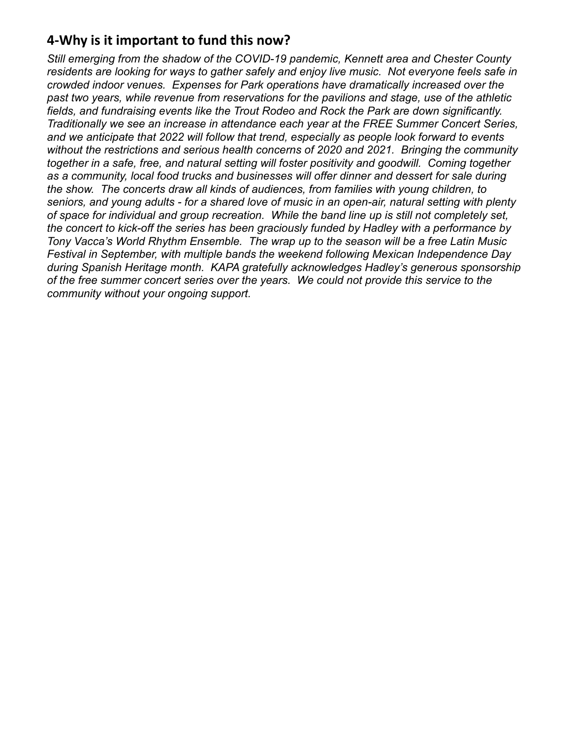## 4-Why is it important to fund this now?

*Still emerging from the shadow of the COVID-19 pandemic, Kennett area and Chester County residents are looking for ways to gather safely and enjoy live music. Not everyone feels safe in crowded indoor venues. Expenses for Park operations have dramatically increased over the past two years, while revenue from reservations for the pavilions and stage, use of the athletic fields, and fundraising events like the Trout Rodeo and Rock the Park are down significantly. Traditionally we see an increase in attendance each year at the FREE Summer Concert Series, and we anticipate that 2022 will follow that trend, especially as people look forward to events without the restrictions and serious health concerns of 2020 and 2021. Bringing the community together in a safe, free, and natural setting will foster positivity and goodwill. Coming together as a community, local food trucks and businesses will offer dinner and dessert for sale during the show. The concerts draw all kinds of audiences, from families with young children, to seniors, and young adults - for a shared love of music in an open-air, natural setting with plenty of space for individual and group recreation. While the band line up is still not completely set, the concert to kick-off the series has been graciously funded by Hadley with a performance by Tony Vacca's World Rhythm Ensemble. The wrap up to the season will be a free Latin Music Festival in September, with multiple bands the weekend following Mexican Independence Day during Spanish Heritage month. KAPA gratefully acknowledges Hadley's generous sponsorship of the free summer concert series over the years. We could not provide this service to the community without your ongoing support.*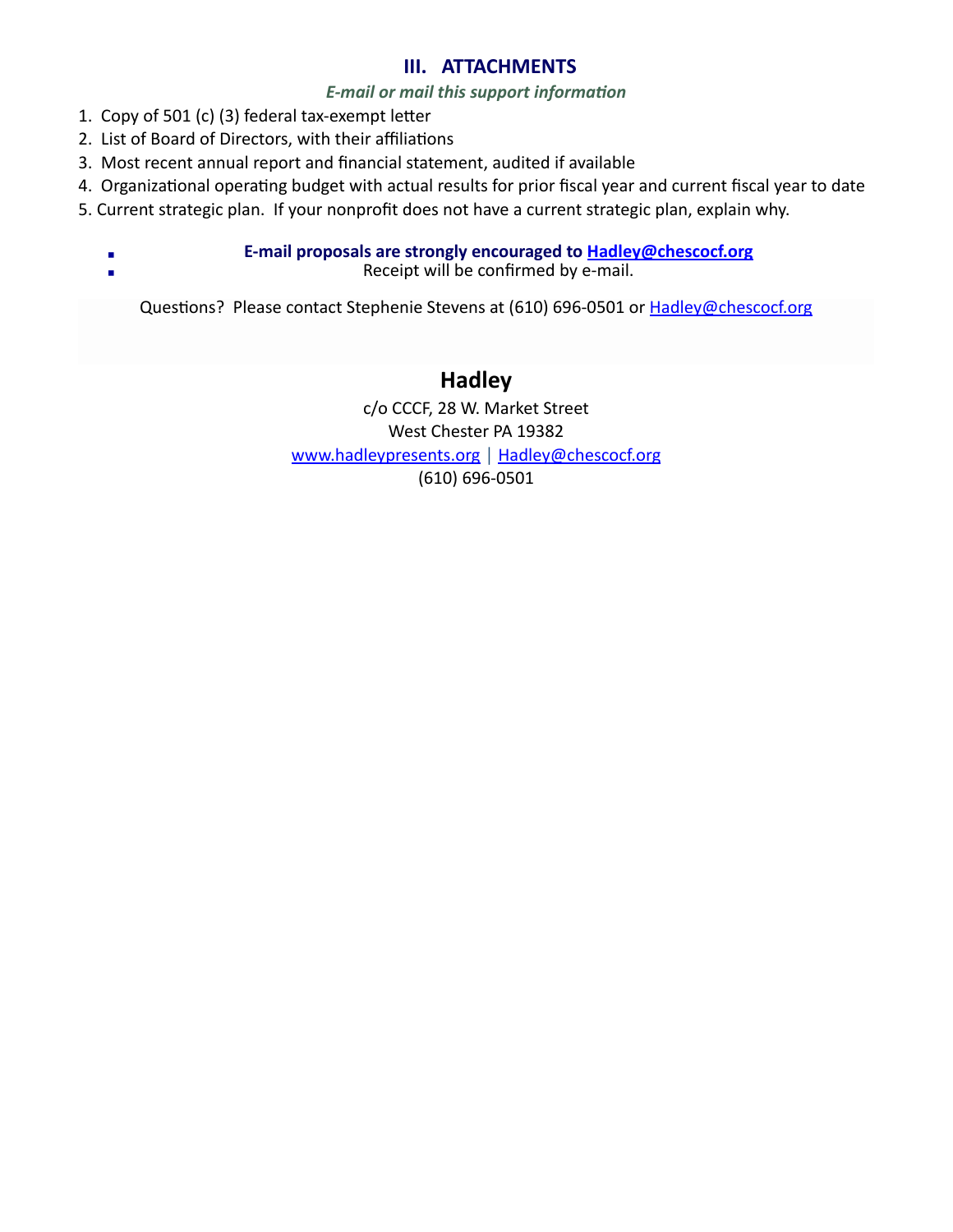## III. ATTACHMENTS

***E-mail or mail this support information***

1. Copy of 501 (c) (3) federal tax-exempt letter
2. List of Board of Directors, with their affiliations
3. Most recent annual report and financial statement, audited if available
4. Organizational operating budget with actual results for prior fiscal year and current fiscal year to date
5. Current strategic plan. If your nonprofit does not have a current strategic plan, explain why.

- **E-mail proposals are strongly encouraged to [Hadley@chescocf.org](mailto:Hadley@chescocf.org)**
- Receipt will be confirmed by e-mail.

Questions? Please contact Stephenie Stevens at (610) 696-0501 or [Hadley@chescocf.org](mailto:Hadley@chescocf.org)

**Hadley**

c/o CCCF, 28 W. Market Street
West Chester PA 19382
[www.hadleypresents.org](http://www.hadleypresents.org) | [Hadley@chescocf.org](mailto:Hadley@chescocf.org)
(610) 696-0501